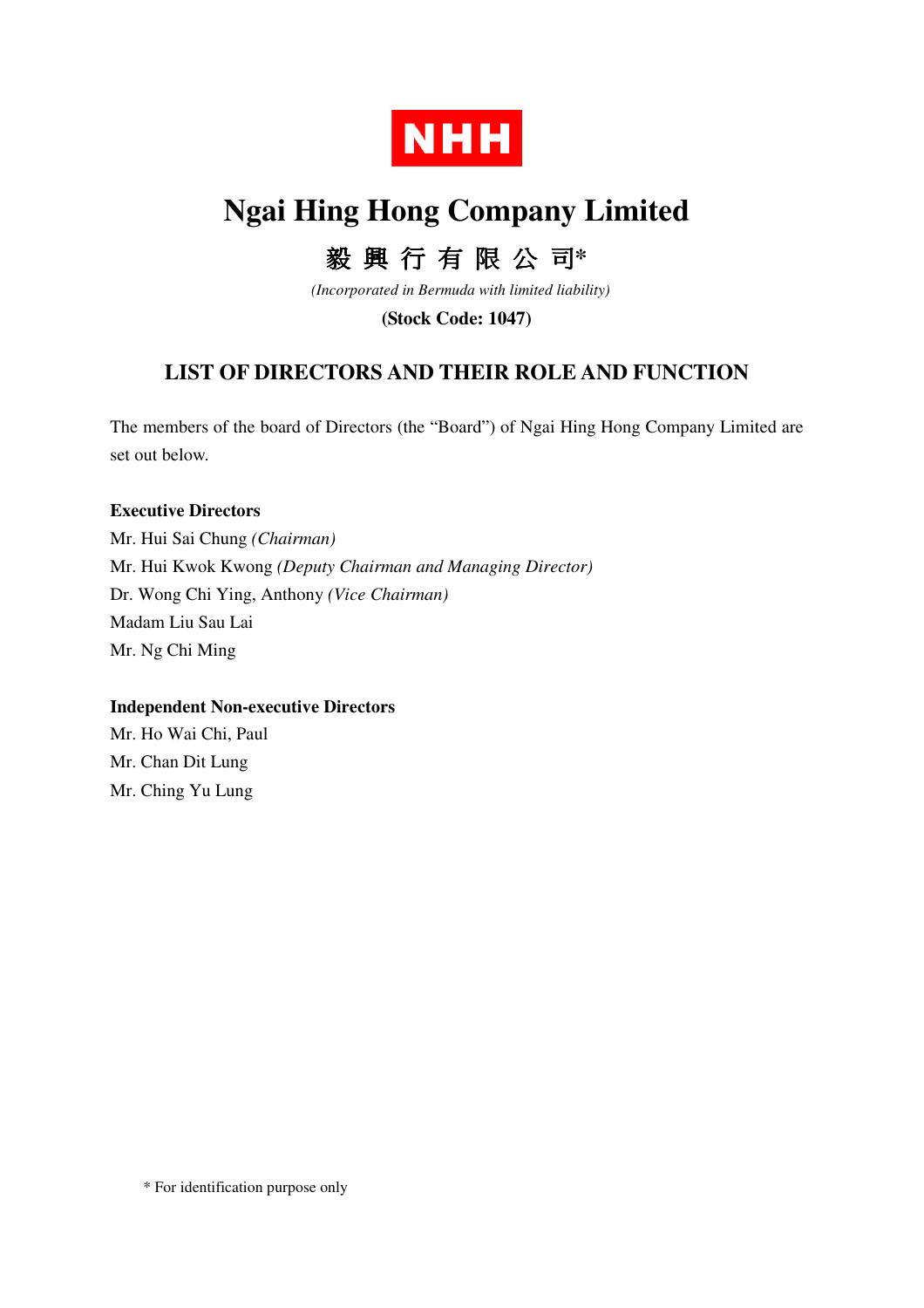NHH

# Ngai Hing Hong Company Limited

## 毅 興 行 有 限 公 司*

*(Incorporated in Bermuda with limited liability)*

**(Stock Code: 1047)**

## LIST OF DIRECTORS AND THEIR ROLE AND FUNCTION

The members of the board of Directors (the "Board") of Ngai Hing Hong Company Limited are set out below.

**Executive Directors**

Mr. Hui Sai Chung *(Chairman)*
Mr. Hui Kwok Kwong *(Deputy Chairman and Managing Director)*
Dr. Wong Chi Ying, Anthony *(Vice Chairman)*
Madam Liu Sau Lai
Mr. Ng Chi Ming

**Independent Non-executive Directors**

Mr. Ho Wai Chi, Paul
Mr. Chan Dit Lung
Mr. Ching Yu Lung

\* For identification purpose only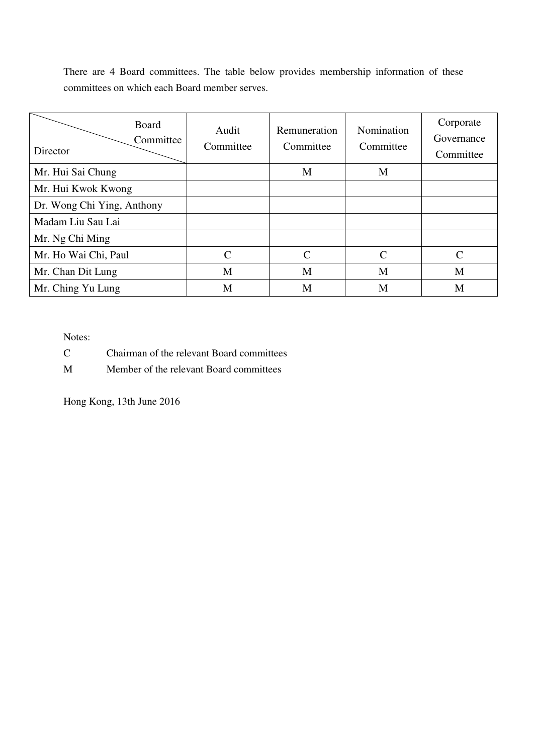There are 4 Board committees. The table below provides membership information of these committees on which each Board member serves.

| Director \ Board Committee | Audit Committee | Remuneration Committee | Nomination Committee | Corporate Governance Committee |
|---|---|---|---|---|
| Mr. Hui Sai Chung | | M | M | |
| Mr. Hui Kwok Kwong | | | | |
| Dr. Wong Chi Ying, Anthony | | | | |
| Madam Liu Sau Lai | | | | |
| Mr. Ng Chi Ming | | | | |
| Mr. Ho Wai Chi, Paul | C | C | C | C |
| Mr. Chan Dit Lung | M | M | M | M |
| Mr. Ching Yu Lung | M | M | M | M |

Notes:

C Chairman of the relevant Board committees

M Member of the relevant Board committees

Hong Kong, 13th June 2016